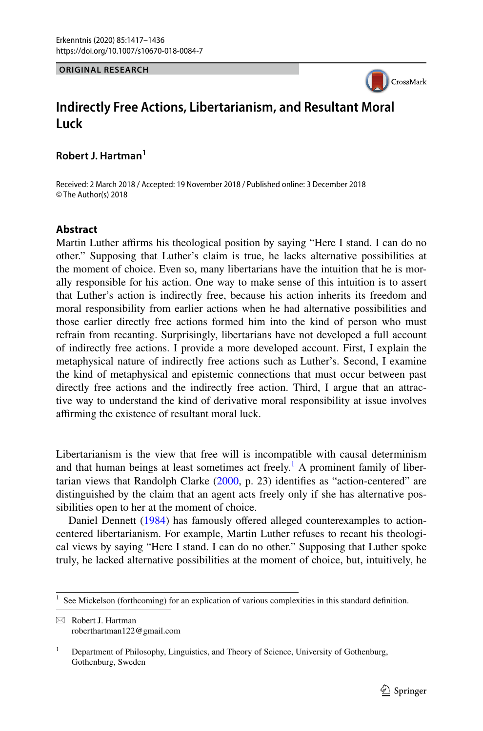ORIGINAL RESEARCH

# Indirectly Free Actions, Libertarianism, and Resultant Moral Luck

**Robert J. Hartman**[1]

Received: 2 March 2018 / Accepted: 19 November 2018 / Published online: 3 December 2018
© The Author(s) 2018

## Abstract

Martin Luther affirms his theological position by saying "Here I stand. I can do no other." Supposing that Luther's claim is true, he lacks alternative possibilities at the moment of choice. Even so, many libertarians have the intuition that he is morally responsible for his action. One way to make sense of this intuition is to assert that Luther's action is indirectly free, because his action inherits its freedom and moral responsibility from earlier actions when he had alternative possibilities and those earlier directly free actions formed him into the kind of person who must refrain from recanting. Surprisingly, libertarians have not developed a full account of indirectly free actions. I provide a more developed account. First, I explain the metaphysical nature of indirectly free actions such as Luther's. Second, I examine the kind of metaphysical and epistemic connections that must occur between past directly free actions and the indirectly free action. Third, I argue that an attractive way to understand the kind of derivative moral responsibility at issue involves affirming the existence of resultant moral luck.

Libertarianism is the view that free will is incompatible with causal determinism and that human beings at least sometimes act freely.[1] A prominent family of libertarian views that Randolph Clarke (2000, p. 23) identifies as "action-centered" are distinguished by the claim that an agent acts freely only if she has alternative possibilities open to her at the moment of choice.

Daniel Dennett (1984) has famously offered alleged counterexamples to action-centered libertarianism. For example, Martin Luther refuses to recant his theological views by saying "Here I stand. I can do no other." Supposing that Luther spoke truly, he lacked alternative possibilities at the moment of choice, but, intuitively, he

---

[1] See Mickelson (forthcoming) for an explication of various complexities in this standard definition.

✉ Robert J. Hartman
roberthartman122@gmail.com

[1] Department of Philosophy, Linguistics, and Theory of Science, University of Gothenburg, Gothenburg, Sweden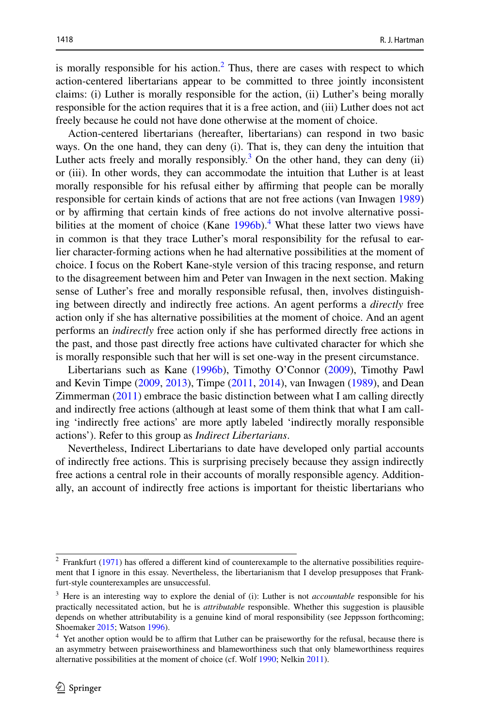is morally responsible for his action.[2] Thus, there are cases with respect to which action-centered libertarians appear to be committed to three jointly inconsistent claims: (i) Luther is morally responsible for the action, (ii) Luther's being morally responsible for the action requires that it is a free action, and (iii) Luther does not act freely because he could not have done otherwise at the moment of choice.

Action-centered libertarians (hereafter, libertarians) can respond in two basic ways. On the one hand, they can deny (i). That is, they can deny the intuition that Luther acts freely and morally responsibly.[3] On the other hand, they can deny (ii) or (iii). In other words, they can accommodate the intuition that Luther is at least morally responsible for his refusal either by affirming that people can be morally responsible for certain kinds of actions that are not free actions (van Inwagen 1989) or by affirming that certain kinds of free actions do not involve alternative possibilities at the moment of choice (Kane 1996b).[4] What these latter two views have in common is that they trace Luther's moral responsibility for the refusal to earlier character-forming actions when he had alternative possibilities at the moment of choice. I focus on the Robert Kane-style version of this tracing response, and return to the disagreement between him and Peter van Inwagen in the next section. Making sense of Luther's free and morally responsible refusal, then, involves distinguishing between directly and indirectly free actions. An agent performs a *directly* free action only if she has alternative possibilities at the moment of choice. And an agent performs an *indirectly* free action only if she has performed directly free actions in the past, and those past directly free actions have cultivated character for which she is morally responsible such that her will is set one-way in the present circumstance.

Libertarians such as Kane (1996b), Timothy O'Connor (2009), Timothy Pawl and Kevin Timpe (2009, 2013), Timpe (2011, 2014), van Inwagen (1989), and Dean Zimmerman (2011) embrace the basic distinction between what I am calling directly and indirectly free actions (although at least some of them think that what I am calling 'indirectly free actions' are more aptly labeled 'indirectly morally responsible actions'). Refer to this group as *Indirect Libertarians*.

Nevertheless, Indirect Libertarians to date have developed only partial accounts of indirectly free actions. This is surprising precisely because they assign indirectly free actions a central role in their accounts of morally responsible agency. Additionally, an account of indirectly free actions is important for theistic libertarians who

---

[2] Frankfurt (1971) has offered a different kind of counterexample to the alternative possibilities requirement that I ignore in this essay. Nevertheless, the libertarianism that I develop presupposes that Frankfurt-style counterexamples are unsuccessful.

[3] Here is an interesting way to explore the denial of (i): Luther is not *accountable* responsible for his practically necessitated action, but he is *attributable* responsible. Whether this suggestion is plausible depends on whether attributability is a genuine kind of moral responsibility (see Jeppsson forthcoming; Shoemaker 2015; Watson 1996).

[4] Yet another option would be to affirm that Luther can be praiseworthy for the refusal, because there is an asymmetry between praiseworthiness and blameworthiness such that only blameworthiness requires alternative possibilities at the moment of choice (cf. Wolf 1990; Nelkin 2011).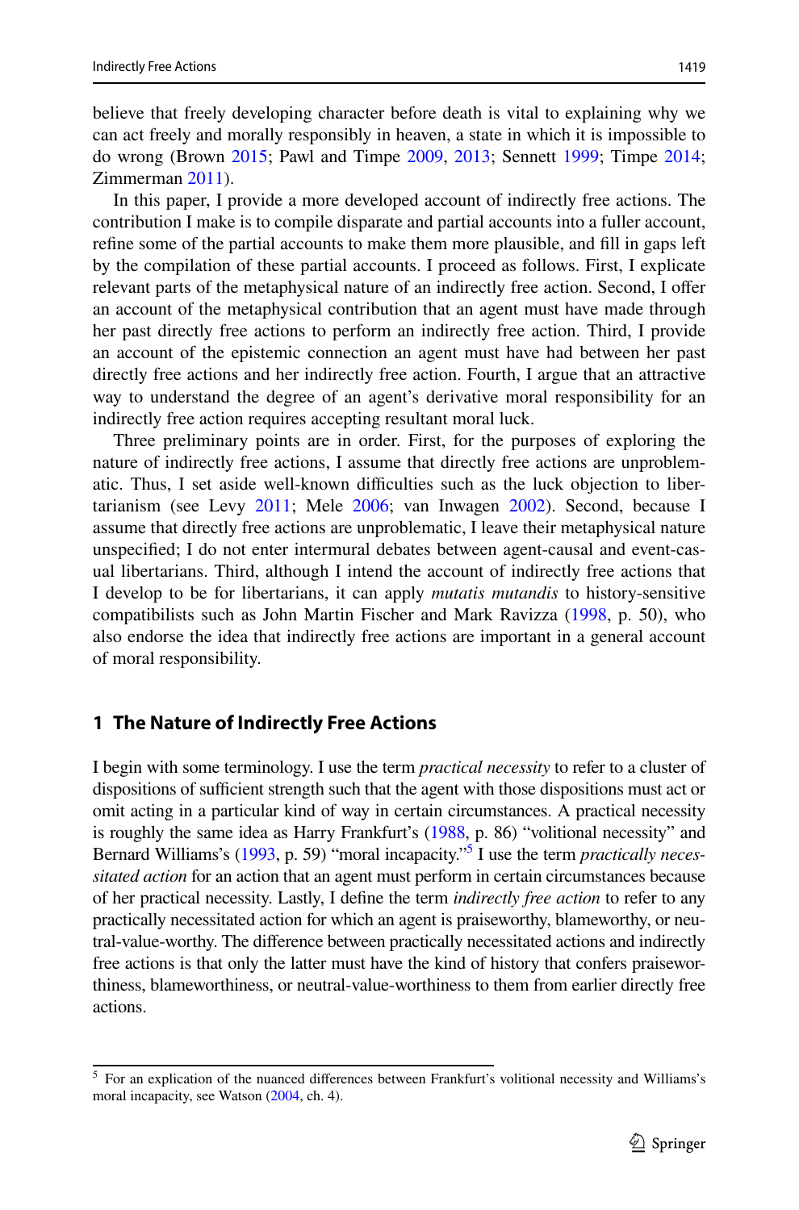believe that freely developing character before death is vital to explaining why we can act freely and morally responsibly in heaven, a state in which it is impossible to do wrong (Brown 2015; Pawl and Timpe 2009, 2013; Sennett 1999; Timpe 2014; Zimmerman 2011).

In this paper, I provide a more developed account of indirectly free actions. The contribution I make is to compile disparate and partial accounts into a fuller account, refine some of the partial accounts to make them more plausible, and fill in gaps left by the compilation of these partial accounts. I proceed as follows. First, I explicate relevant parts of the metaphysical nature of an indirectly free action. Second, I offer an account of the metaphysical contribution that an agent must have made through her past directly free actions to perform an indirectly free action. Third, I provide an account of the epistemic connection an agent must have had between her past directly free actions and her indirectly free action. Fourth, I argue that an attractive way to understand the degree of an agent's derivative moral responsibility for an indirectly free action requires accepting resultant moral luck.

Three preliminary points are in order. First, for the purposes of exploring the nature of indirectly free actions, I assume that directly free actions are unproblematic. Thus, I set aside well-known difficulties such as the luck objection to libertarianism (see Levy 2011; Mele 2006; van Inwagen 2002). Second, because I assume that directly free actions are unproblematic, I leave their metaphysical nature unspecified; I do not enter intermural debates between agent-causal and event-causal libertarians. Third, although I intend the account of indirectly free actions that I develop to be for libertarians, it can apply *mutatis mutandis* to history-sensitive compatibilists such as John Martin Fischer and Mark Ravizza (1998, p. 50), who also endorse the idea that indirectly free actions are important in a general account of moral responsibility.

## 1 The Nature of Indirectly Free Actions

I begin with some terminology. I use the term *practical necessity* to refer to a cluster of dispositions of sufficient strength such that the agent with those dispositions must act or omit acting in a particular kind of way in certain circumstances. A practical necessity is roughly the same idea as Harry Frankfurt's (1988, p. 86) "volitional necessity" and Bernard Williams's (1993, p. 59) "moral incapacity."[5] I use the term *practically necessitated action* for an action that an agent must perform in certain circumstances because of her practical necessity. Lastly, I define the term *indirectly free action* to refer to any practically necessitated action for which an agent is praiseworthy, blameworthy, or neutral-value-worthy. The difference between practically necessitated actions and indirectly free actions is that only the latter must have the kind of history that confers praiseworthiness, blameworthiness, or neutral-value-worthiness to them from earlier directly free actions.

[5] For an explication of the nuanced differences between Frankfurt's volitional necessity and Williams's moral incapacity, see Watson (2004, ch. 4).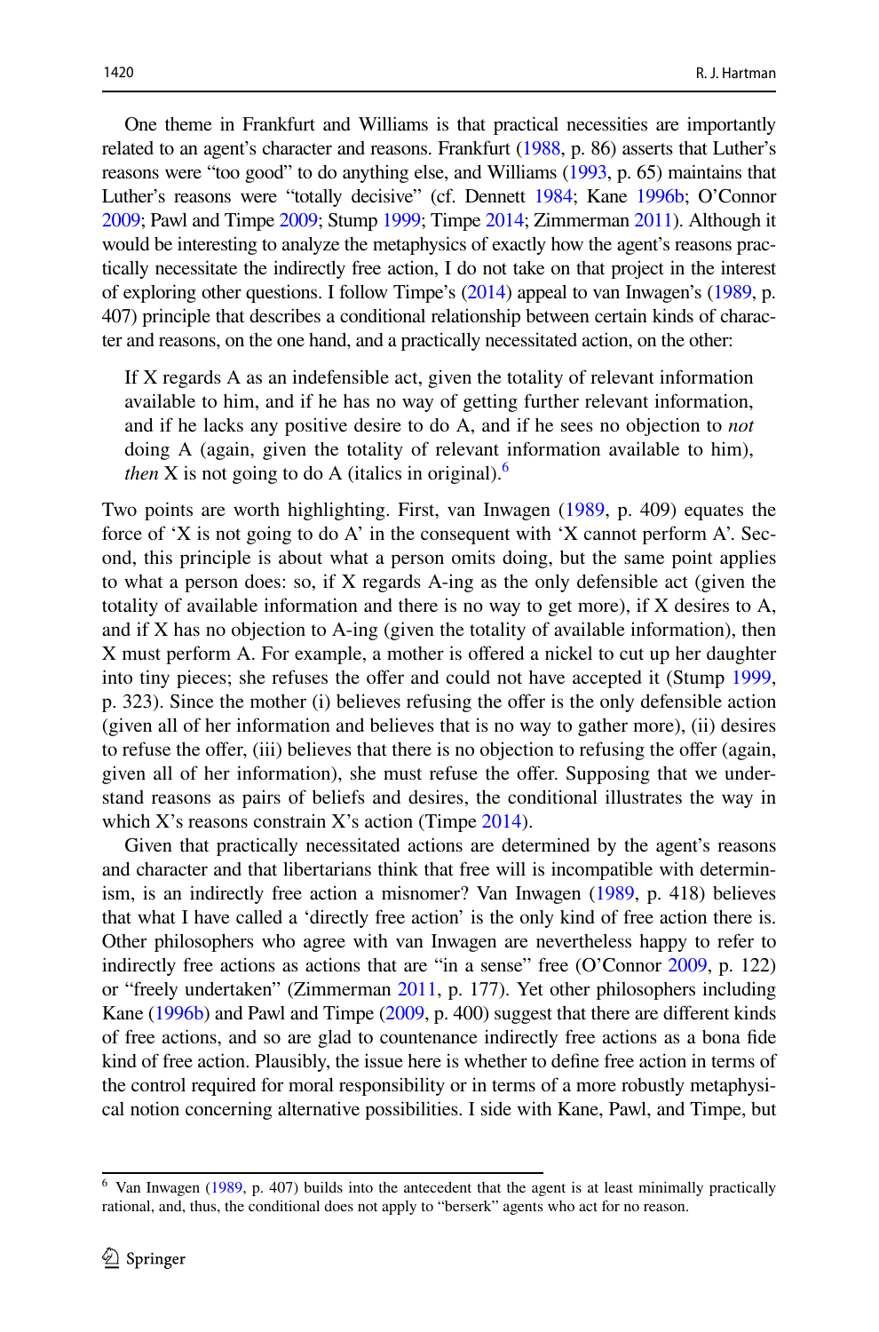One theme in Frankfurt and Williams is that practical necessities are importantly related to an agent's character and reasons. Frankfurt (1988, p. 86) asserts that Luther's reasons were "too good" to do anything else, and Williams (1993, p. 65) maintains that Luther's reasons were "totally decisive" (cf. Dennett 1984; Kane 1996b; O'Connor 2009; Pawl and Timpe 2009; Stump 1999; Timpe 2014; Zimmerman 2011). Although it would be interesting to analyze the metaphysics of exactly how the agent's reasons practically necessitate the indirectly free action, I do not take on that project in the interest of exploring other questions. I follow Timpe's (2014) appeal to van Inwagen's (1989, p. 407) principle that describes a conditional relationship between certain kinds of character and reasons, on the one hand, and a practically necessitated action, on the other:

> If X regards A as an indefensible act, given the totality of relevant information available to him, and if he has no way of getting further relevant information, and if he lacks any positive desire to do A, and if he sees no objection to *not* doing A (again, given the totality of relevant information available to him), *then* X is not going to do A (italics in original).[6]

Two points are worth highlighting. First, van Inwagen (1989, p. 409) equates the force of 'X is not going to do A' in the consequent with 'X cannot perform A'. Second, this principle is about what a person omits doing, but the same point applies to what a person does: so, if X regards A-ing as the only defensible act (given the totality of available information and there is no way to get more), if X desires to A, and if X has no objection to A-ing (given the totality of available information), then X must perform A. For example, a mother is offered a nickel to cut up her daughter into tiny pieces; she refuses the offer and could not have accepted it (Stump 1999, p. 323). Since the mother (i) believes refusing the offer is the only defensible action (given all of her information and believes that is no way to gather more), (ii) desires to refuse the offer, (iii) believes that there is no objection to refusing the offer (again, given all of her information), she must refuse the offer. Supposing that we understand reasons as pairs of beliefs and desires, the conditional illustrates the way in which X's reasons constrain X's action (Timpe 2014).

Given that practically necessitated actions are determined by the agent's reasons and character and that libertarians think that free will is incompatible with determinism, is an indirectly free action a misnomer? Van Inwagen (1989, p. 418) believes that what I have called a 'directly free action' is the only kind of free action there is. Other philosophers who agree with van Inwagen are nevertheless happy to refer to indirectly free actions as actions that are "in a sense" free (O'Connor 2009, p. 122) or "freely undertaken" (Zimmerman 2011, p. 177). Yet other philosophers including Kane (1996b) and Pawl and Timpe (2009, p. 400) suggest that there are different kinds of free actions, and so are glad to countenance indirectly free actions as a bona fide kind of free action. Plausibly, the issue here is whether to define free action in terms of the control required for moral responsibility or in terms of a more robustly metaphysical notion concerning alternative possibilities. I side with Kane, Pawl, and Timpe, but

[6] Van Inwagen (1989, p. 407) builds into the antecedent that the agent is at least minimally practically rational, and, thus, the conditional does not apply to "berserk" agents who act for no reason.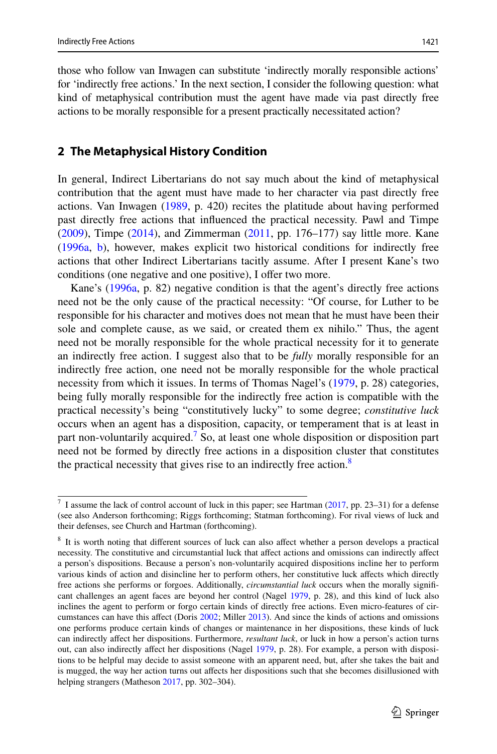those who follow van Inwagen can substitute 'indirectly morally responsible actions' for 'indirectly free actions.' In the next section, I consider the following question: what kind of metaphysical contribution must the agent have made via past directly free actions to be morally responsible for a present practically necessitated action?

## 2 The Metaphysical History Condition

In general, Indirect Libertarians do not say much about the kind of metaphysical contribution that the agent must have made to her character via past directly free actions. Van Inwagen (1989, p. 420) recites the platitude about having performed past directly free actions that influenced the practical necessity. Pawl and Timpe (2009), Timpe (2014), and Zimmerman (2011, pp. 176–177) say little more. Kane (1996a, b), however, makes explicit two historical conditions for indirectly free actions that other Indirect Libertarians tacitly assume. After I present Kane's two conditions (one negative and one positive), I offer two more.

Kane's (1996a, p. 82) negative condition is that the agent's directly free actions need not be the only cause of the practical necessity: "Of course, for Luther to be responsible for his character and motives does not mean that he must have been their sole and complete cause, as we said, or created them ex nihilo." Thus, the agent need not be morally responsible for the whole practical necessity for it to generate an indirectly free action. I suggest also that to be *fully* morally responsible for an indirectly free action, one need not be morally responsible for the whole practical necessity from which it issues. In terms of Thomas Nagel's (1979, p. 28) categories, being fully morally responsible for the indirectly free action is compatible with the practical necessity's being "constitutively lucky" to some degree; *constitutive luck* occurs when an agent has a disposition, capacity, or temperament that is at least in part non-voluntarily acquired.[7] So, at least one whole disposition or disposition part need not be formed by directly free actions in a disposition cluster that constitutes the practical necessity that gives rise to an indirectly free action.[8]

---

[7] I assume the lack of control account of luck in this paper; see Hartman (2017, pp. 23–31) for a defense (see also Anderson forthcoming; Riggs forthcoming; Statman forthcoming). For rival views of luck and their defenses, see Church and Hartman (forthcoming).

[8] It is worth noting that different sources of luck can also affect whether a person develops a practical necessity. The constitutive and circumstantial luck that affect actions and omissions can indirectly affect a person's dispositions. Because a person's non-voluntarily acquired dispositions incline her to perform various kinds of action and disincline her to perform others, her constitutive luck affects which directly free actions she performs or forgoes. Additionally, *circumstantial luck* occurs when the morally significant challenges an agent faces are beyond her control (Nagel 1979, p. 28), and this kind of luck also inclines the agent to perform or forgo certain kinds of directly free actions. Even micro-features of circumstances can have this affect (Doris 2002; Miller 2013). And since the kinds of actions and omissions one performs produce certain kinds of changes or maintenance in her dispositions, these kinds of luck can indirectly affect her dispositions. Furthermore, *resultant luck*, or luck in how a person's action turns out, can also indirectly affect her dispositions (Nagel 1979, p. 28). For example, a person with dispositions to be helpful may decide to assist someone with an apparent need, but, after she takes the bait and is mugged, the way her action turns out affects her dispositions such that she becomes disillusioned with helping strangers (Matheson 2017, pp. 302–304).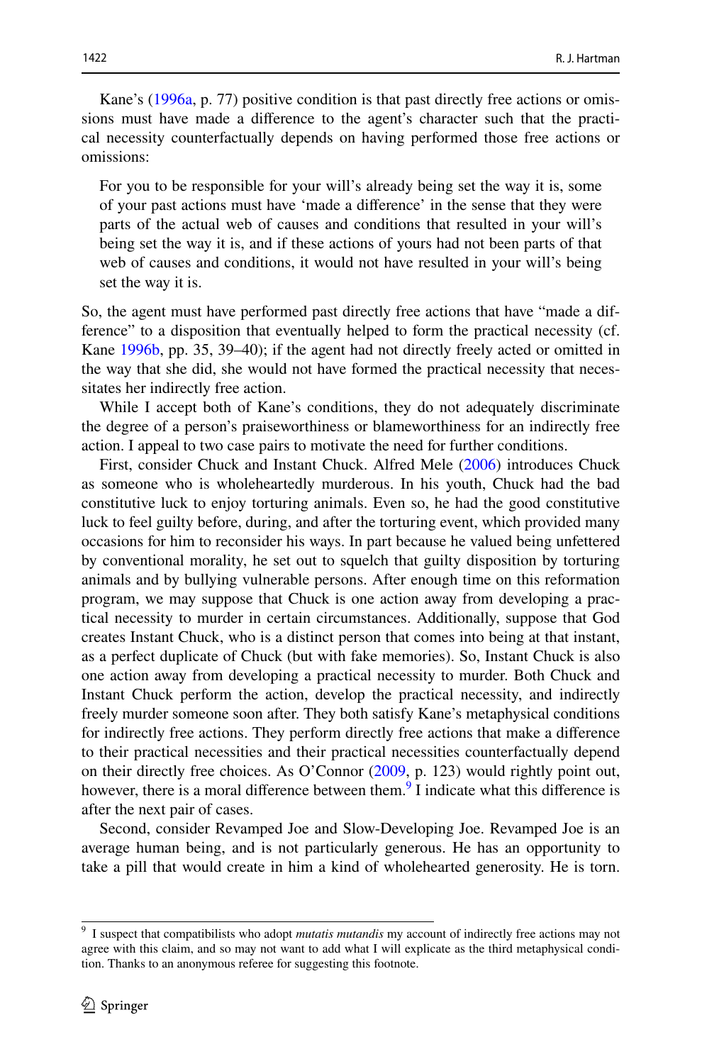Kane's (1996a, p. 77) positive condition is that past directly free actions or omissions must have made a difference to the agent's character such that the practical necessity counterfactually depends on having performed those free actions or omissions:

> For you to be responsible for your will's already being set the way it is, some of your past actions must have 'made a difference' in the sense that they were parts of the actual web of causes and conditions that resulted in your will's being set the way it is, and if these actions of yours had not been parts of that web of causes and conditions, it would not have resulted in your will's being set the way it is.

So, the agent must have performed past directly free actions that have "made a difference" to a disposition that eventually helped to form the practical necessity (cf. Kane 1996b, pp. 35, 39–40); if the agent had not directly freely acted or omitted in the way that she did, she would not have formed the practical necessity that necessitates her indirectly free action.

While I accept both of Kane's conditions, they do not adequately discriminate the degree of a person's praiseworthiness or blameworthiness for an indirectly free action. I appeal to two case pairs to motivate the need for further conditions.

First, consider Chuck and Instant Chuck. Alfred Mele (2006) introduces Chuck as someone who is wholeheartedly murderous. In his youth, Chuck had the bad constitutive luck to enjoy torturing animals. Even so, he had the good constitutive luck to feel guilty before, during, and after the torturing event, which provided many occasions for him to reconsider his ways. In part because he valued being unfettered by conventional morality, he set out to squelch that guilty disposition by torturing animals and by bullying vulnerable persons. After enough time on this reformation program, we may suppose that Chuck is one action away from developing a practical necessity to murder in certain circumstances. Additionally, suppose that God creates Instant Chuck, who is a distinct person that comes into being at that instant, as a perfect duplicate of Chuck (but with fake memories). So, Instant Chuck is also one action away from developing a practical necessity to murder. Both Chuck and Instant Chuck perform the action, develop the practical necessity, and indirectly freely murder someone soon after. They both satisfy Kane's metaphysical conditions for indirectly free actions. They perform directly free actions that make a difference to their practical necessities and their practical necessities counterfactually depend on their directly free choices. As O'Connor (2009, p. 123) would rightly point out, however, there is a moral difference between them.[9] I indicate what this difference is after the next pair of cases.

Second, consider Revamped Joe and Slow-Developing Joe. Revamped Joe is an average human being, and is not particularly generous. He has an opportunity to take a pill that would create in him a kind of wholehearted generosity. He is torn.

[9] I suspect that compatibilists who adopt *mutatis mutandis* my account of indirectly free actions may not agree with this claim, and so may not want to add what I will explicate as the third metaphysical condition. Thanks to an anonymous referee for suggesting this footnote.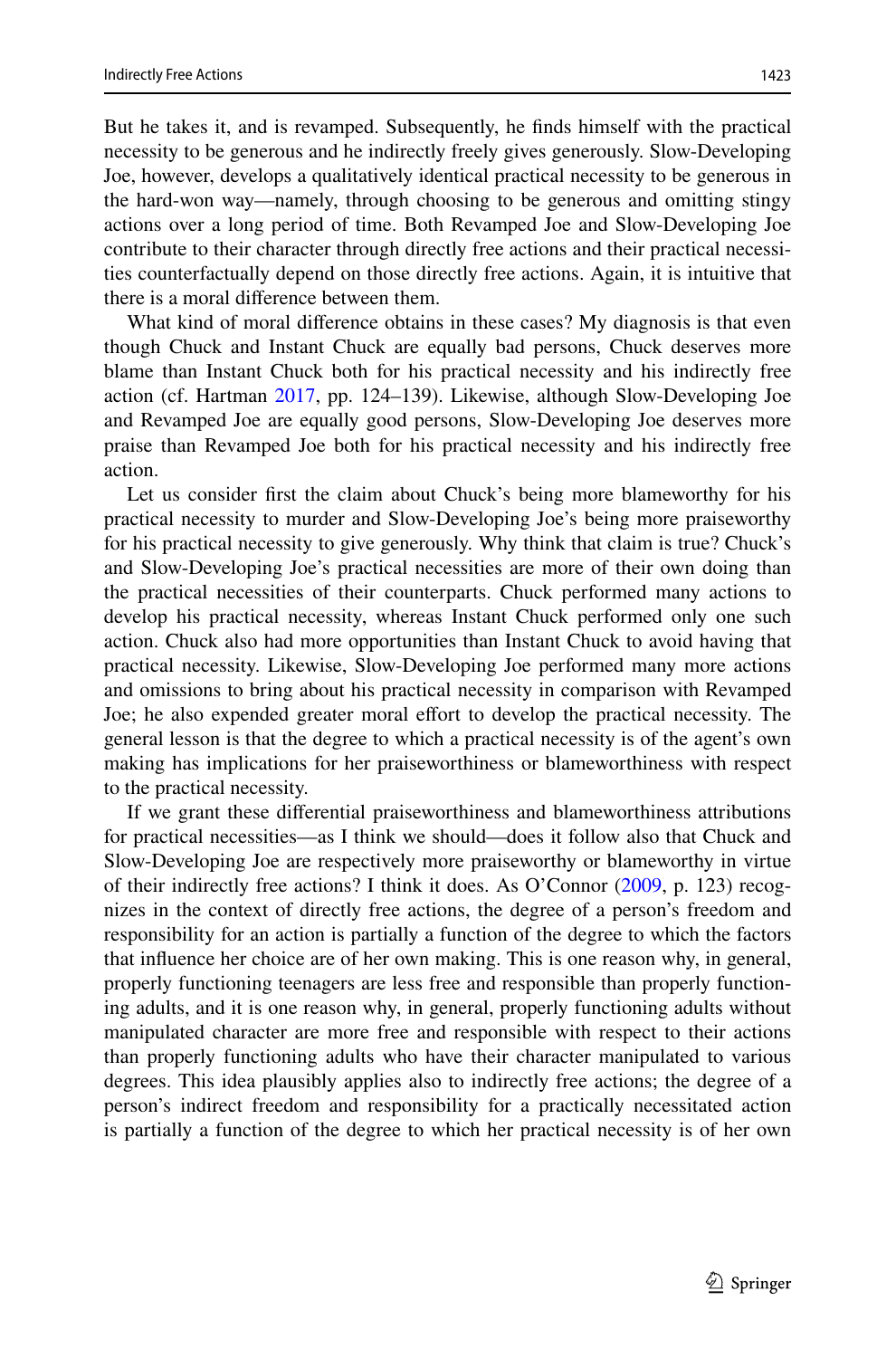But he takes it, and is revamped. Subsequently, he finds himself with the practical necessity to be generous and he indirectly freely gives generously. Slow-Developing Joe, however, develops a qualitatively identical practical necessity to be generous in the hard-won way—namely, through choosing to be generous and omitting stingy actions over a long period of time. Both Revamped Joe and Slow-Developing Joe contribute to their character through directly free actions and their practical necessities counterfactually depend on those directly free actions. Again, it is intuitive that there is a moral difference between them.

What kind of moral difference obtains in these cases? My diagnosis is that even though Chuck and Instant Chuck are equally bad persons, Chuck deserves more blame than Instant Chuck both for his practical necessity and his indirectly free action (cf. Hartman 2017, pp. 124–139). Likewise, although Slow-Developing Joe and Revamped Joe are equally good persons, Slow-Developing Joe deserves more praise than Revamped Joe both for his practical necessity and his indirectly free action.

Let us consider first the claim about Chuck's being more blameworthy for his practical necessity to murder and Slow-Developing Joe's being more praiseworthy for his practical necessity to give generously. Why think that claim is true? Chuck's and Slow-Developing Joe's practical necessities are more of their own doing than the practical necessities of their counterparts. Chuck performed many actions to develop his practical necessity, whereas Instant Chuck performed only one such action. Chuck also had more opportunities than Instant Chuck to avoid having that practical necessity. Likewise, Slow-Developing Joe performed many more actions and omissions to bring about his practical necessity in comparison with Revamped Joe; he also expended greater moral effort to develop the practical necessity. The general lesson is that the degree to which a practical necessity is of the agent's own making has implications for her praiseworthiness or blameworthiness with respect to the practical necessity.

If we grant these differential praiseworthiness and blameworthiness attributions for practical necessities—as I think we should—does it follow also that Chuck and Slow-Developing Joe are respectively more praiseworthy or blameworthy in virtue of their indirectly free actions? I think it does. As O'Connor (2009, p. 123) recognizes in the context of directly free actions, the degree of a person's freedom and responsibility for an action is partially a function of the degree to which the factors that influence her choice are of her own making. This is one reason why, in general, properly functioning teenagers are less free and responsible than properly functioning adults, and it is one reason why, in general, properly functioning adults without manipulated character are more free and responsible with respect to their actions than properly functioning adults who have their character manipulated to various degrees. This idea plausibly applies also to indirectly free actions; the degree of a person's indirect freedom and responsibility for a practically necessitated action is partially a function of the degree to which her practical necessity is of her own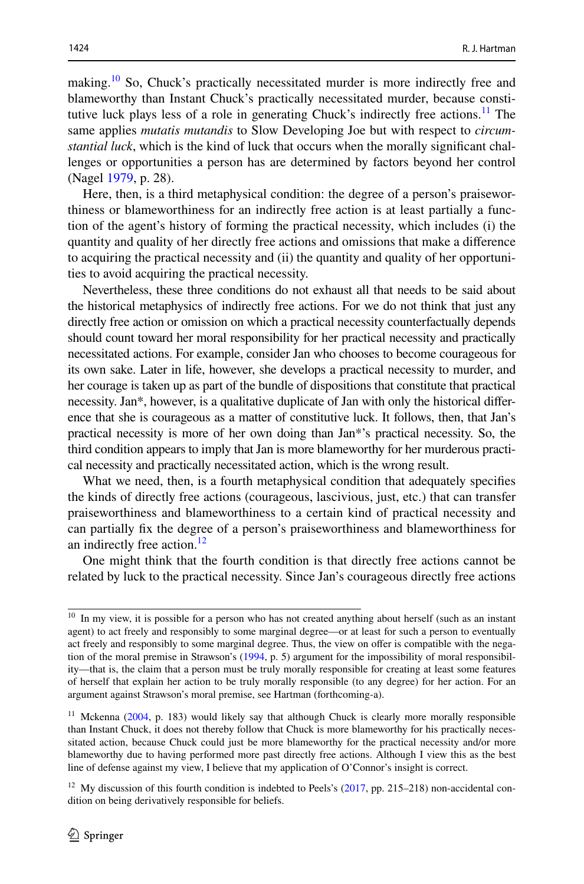making.[10] So, Chuck's practically necessitated murder is more indirectly free and blameworthy than Instant Chuck's practically necessitated murder, because constitutive luck plays less of a role in generating Chuck's indirectly free actions.[11] The same applies *mutatis mutandis* to Slow Developing Joe but with respect to *circumstantial luck*, which is the kind of luck that occurs when the morally significant challenges or opportunities a person has are determined by factors beyond her control (Nagel 1979, p. 28).

Here, then, is a third metaphysical condition: the degree of a person's praiseworthiness or blameworthiness for an indirectly free action is at least partially a function of the agent's history of forming the practical necessity, which includes (i) the quantity and quality of her directly free actions and omissions that make a difference to acquiring the practical necessity and (ii) the quantity and quality of her opportunities to avoid acquiring the practical necessity.

Nevertheless, these three conditions do not exhaust all that needs to be said about the historical metaphysics of indirectly free actions. For we do not think that just any directly free action or omission on which a practical necessity counterfactually depends should count toward her moral responsibility for her practical necessity and practically necessitated actions. For example, consider Jan who chooses to become courageous for its own sake. Later in life, however, she develops a practical necessity to murder, and her courage is taken up as part of the bundle of dispositions that constitute that practical necessity. Jan*, however, is a qualitative duplicate of Jan with only the historical difference that she is courageous as a matter of constitutive luck. It follows, then, that Jan's practical necessity is more of her own doing than Jan*'s practical necessity. So, the third condition appears to imply that Jan is more blameworthy for her murderous practical necessity and practically necessitated action, which is the wrong result.

What we need, then, is a fourth metaphysical condition that adequately specifies the kinds of directly free actions (courageous, lascivious, just, etc.) that can transfer praiseworthiness and blameworthiness to a certain kind of practical necessity and can partially fix the degree of a person's praiseworthiness and blameworthiness for an indirectly free action.[12]

One might think that the fourth condition is that directly free actions cannot be related by luck to the practical necessity. Since Jan's courageous directly free actions

---

[10] In my view, it is possible for a person who has not created anything about herself (such as an instant agent) to act freely and responsibly to some marginal degree—or at least for such a person to eventually act freely and responsibly to some marginal degree. Thus, the view on offer is compatible with the negation of the moral premise in Strawson's (1994, p. 5) argument for the impossibility of moral responsibility—that is, the claim that a person must be truly morally responsible for creating at least some features of herself that explain her action to be truly morally responsible (to any degree) for her action. For an argument against Strawson's moral premise, see Hartman (forthcoming-a).

[11] Mckenna (2004, p. 183) would likely say that although Chuck is clearly more morally responsible than Instant Chuck, it does not thereby follow that Chuck is more blameworthy for his practically necessitated action, because Chuck could just be more blameworthy for the practical necessity and/or more blameworthy due to having performed more past directly free actions. Although I view this as the best line of defense against my view, I believe that my application of O'Connor's insight is correct.

[12] My discussion of this fourth condition is indebted to Peels's (2017, pp. 215–218) non-accidental condition on being derivatively responsible for beliefs.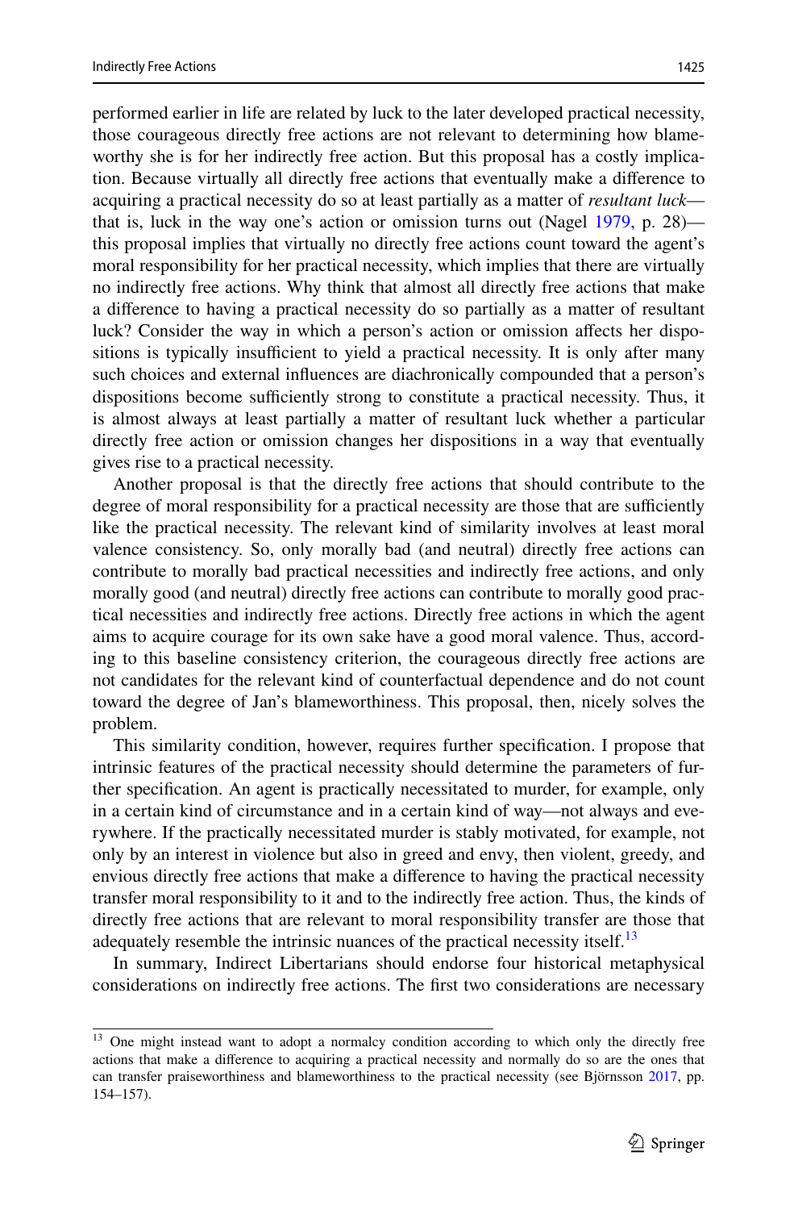performed earlier in life are related by luck to the later developed practical necessity, those courageous directly free actions are not relevant to determining how blameworthy she is for her indirectly free action. But this proposal has a costly implication. Because virtually all directly free actions that eventually make a difference to acquiring a practical necessity do so at least partially as a matter of *resultant luck*—that is, luck in the way one's action or omission turns out (Nagel 1979, p. 28)—this proposal implies that virtually no directly free actions count toward the agent's moral responsibility for her practical necessity, which implies that there are virtually no indirectly free actions. Why think that almost all directly free actions that make a difference to having a practical necessity do so partially as a matter of resultant luck? Consider the way in which a person's action or omission affects her dispositions is typically insufficient to yield a practical necessity. It is only after many such choices and external influences are diachronically compounded that a person's dispositions become sufficiently strong to constitute a practical necessity. Thus, it is almost always at least partially a matter of resultant luck whether a particular directly free action or omission changes her dispositions in a way that eventually gives rise to a practical necessity.

Another proposal is that the directly free actions that should contribute to the degree of moral responsibility for a practical necessity are those that are sufficiently like the practical necessity. The relevant kind of similarity involves at least moral valence consistency. So, only morally bad (and neutral) directly free actions can contribute to morally bad practical necessities and indirectly free actions, and only morally good (and neutral) directly free actions can contribute to morally good practical necessities and indirectly free actions. Directly free actions in which the agent aims to acquire courage for its own sake have a good moral valence. Thus, according to this baseline consistency criterion, the courageous directly free actions are not candidates for the relevant kind of counterfactual dependence and do not count toward the degree of Jan's blameworthiness. This proposal, then, nicely solves the problem.

This similarity condition, however, requires further specification. I propose that intrinsic features of the practical necessity should determine the parameters of further specification. An agent is practically necessitated to murder, for example, only in a certain kind of circumstance and in a certain kind of way—not always and everywhere. If the practically necessitated murder is stably motivated, for example, not only by an interest in violence but also in greed and envy, then violent, greedy, and envious directly free actions that make a difference to having the practical necessity transfer moral responsibility to it and to the indirectly free action. Thus, the kinds of directly free actions that are relevant to moral responsibility transfer are those that adequately resemble the intrinsic nuances of the practical necessity itself.[13]

In summary, Indirect Libertarians should endorse four historical metaphysical considerations on indirectly free actions. The first two considerations are necessary

[13] One might instead want to adopt a normalcy condition according to which only the directly free actions that make a difference to acquiring a practical necessity and normally do so are the ones that can transfer praiseworthiness and blameworthiness to the practical necessity (see Björnsson 2017, pp. 154–157).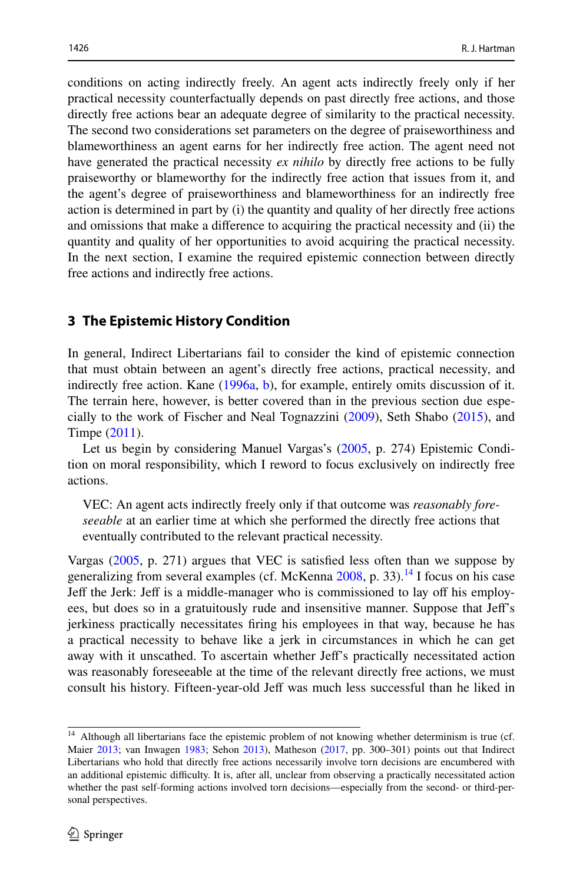conditions on acting indirectly freely. An agent acts indirectly freely only if her practical necessity counterfactually depends on past directly free actions, and those directly free actions bear an adequate degree of similarity to the practical necessity. The second two considerations set parameters on the degree of praiseworthiness and blameworthiness an agent earns for her indirectly free action. The agent need not have generated the practical necessity *ex nihilo* by directly free actions to be fully praiseworthy or blameworthy for the indirectly free action that issues from it, and the agent's degree of praiseworthiness and blameworthiness for an indirectly free action is determined in part by (i) the quantity and quality of her directly free actions and omissions that make a difference to acquiring the practical necessity and (ii) the quantity and quality of her opportunities to avoid acquiring the practical necessity. In the next section, I examine the required epistemic connection between directly free actions and indirectly free actions.

## 3 The Epistemic History Condition

In general, Indirect Libertarians fail to consider the kind of epistemic connection that must obtain between an agent's directly free actions, practical necessity, and indirectly free action. Kane (1996a, b), for example, entirely omits discussion of it. The terrain here, however, is better covered than in the previous section due especially to the work of Fischer and Neal Tognazzini (2009), Seth Shabo (2015), and Timpe (2011).

Let us begin by considering Manuel Vargas's (2005, p. 274) Epistemic Condition on moral responsibility, which I reword to focus exclusively on indirectly free actions.

> VEC: An agent acts indirectly freely only if that outcome was *reasonably foreseeable* at an earlier time at which she performed the directly free actions that eventually contributed to the relevant practical necessity.

Vargas (2005, p. 271) argues that VEC is satisfied less often than we suppose by generalizing from several examples (cf. McKenna 2008, p. 33).[14] I focus on his case Jeff the Jerk: Jeff is a middle-manager who is commissioned to lay off his employees, but does so in a gratuitously rude and insensitive manner. Suppose that Jeff's jerkiness practically necessitates firing his employees in that way, because he has a practical necessity to behave like a jerk in circumstances in which he can get away with it unscathed. To ascertain whether Jeff's practically necessitated action was reasonably foreseeable at the time of the relevant directly free actions, we must consult his history. Fifteen-year-old Jeff was much less successful than he liked in

[14] Although all libertarians face the epistemic problem of not knowing whether determinism is true (cf. Maier 2013; van Inwagen 1983; Sehon 2013), Matheson (2017, pp. 300–301) points out that Indirect Libertarians who hold that directly free actions necessarily involve torn decisions are encumbered with an additional epistemic difficulty. It is, after all, unclear from observing a practically necessitated action whether the past self-forming actions involved torn decisions—especially from the second- or third-personal perspectives.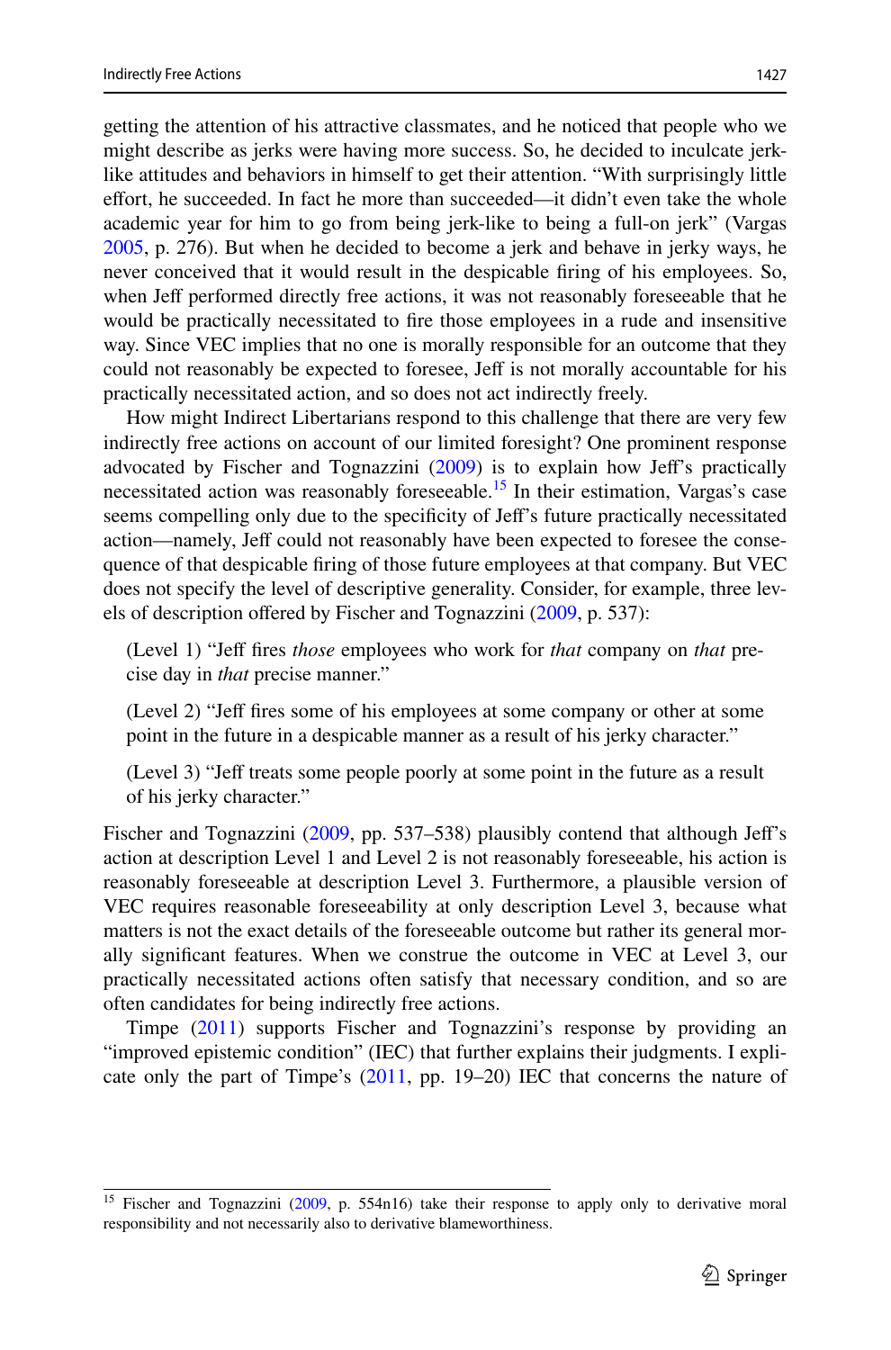getting the attention of his attractive classmates, and he noticed that people who we might describe as jerks were having more success. So, he decided to inculcate jerk-like attitudes and behaviors in himself to get their attention. "With surprisingly little effort, he succeeded. In fact he more than succeeded—it didn't even take the whole academic year for him to go from being jerk-like to being a full-on jerk" (Vargas 2005, p. 276). But when he decided to become a jerk and behave in jerky ways, he never conceived that it would result in the despicable firing of his employees. So, when Jeff performed directly free actions, it was not reasonably foreseeable that he would be practically necessitated to fire those employees in a rude and insensitive way. Since VEC implies that no one is morally responsible for an outcome that they could not reasonably be expected to foresee, Jeff is not morally accountable for his practically necessitated action, and so does not act indirectly freely.

How might Indirect Libertarians respond to this challenge that there are very few indirectly free actions on account of our limited foresight? One prominent response advocated by Fischer and Tognazzini (2009) is to explain how Jeff's practically necessitated action was reasonably foreseeable.[15] In their estimation, Vargas's case seems compelling only due to the specificity of Jeff's future practically necessitated action—namely, Jeff could not reasonably have been expected to foresee the consequence of that despicable firing of those future employees at that company. But VEC does not specify the level of descriptive generality. Consider, for example, three levels of description offered by Fischer and Tognazzini (2009, p. 537):

(Level 1) "Jeff fires *those* employees who work for *that* company on *that* precise day in *that* precise manner."

(Level 2) "Jeff fires some of his employees at some company or other at some point in the future in a despicable manner as a result of his jerky character."

(Level 3) "Jeff treats some people poorly at some point in the future as a result of his jerky character."

Fischer and Tognazzini (2009, pp. 537–538) plausibly contend that although Jeff's action at description Level 1 and Level 2 is not reasonably foreseeable, his action is reasonably foreseeable at description Level 3. Furthermore, a plausible version of VEC requires reasonable foreseeability at only description Level 3, because what matters is not the exact details of the foreseeable outcome but rather its general morally significant features. When we construe the outcome in VEC at Level 3, our practically necessitated actions often satisfy that necessary condition, and so are often candidates for being indirectly free actions.

Timpe (2011) supports Fischer and Tognazzini's response by providing an "improved epistemic condition" (IEC) that further explains their judgments. I explicate only the part of Timpe's (2011, pp. 19–20) IEC that concerns the nature of

[15] Fischer and Tognazzini (2009, p. 554n16) take their response to apply only to derivative moral responsibility and not necessarily also to derivative blameworthiness.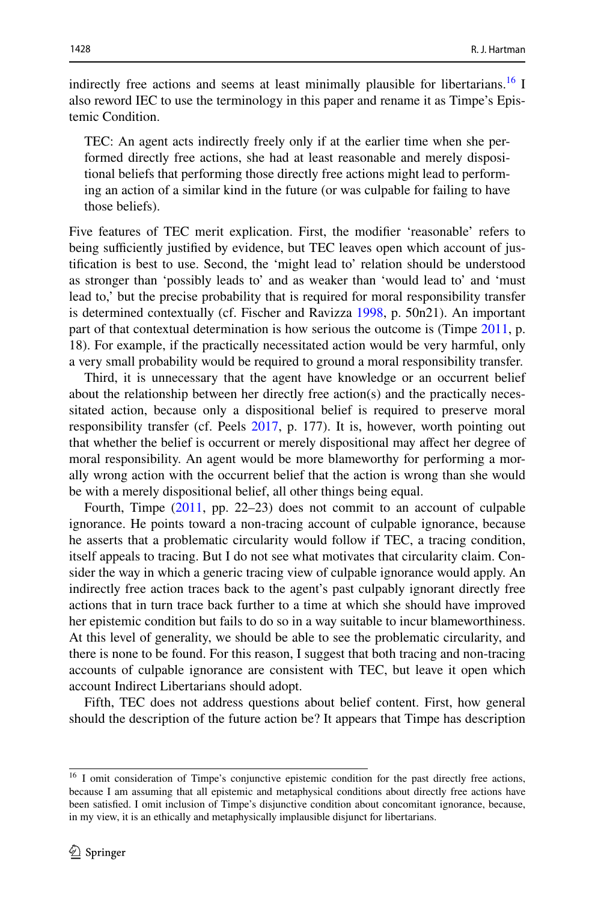indirectly free actions and seems at least minimally plausible for libertarians.[16] I also reword IEC to use the terminology in this paper and rename it as Timpe's Epistemic Condition.

> TEC: An agent acts indirectly freely only if at the earlier time when she performed directly free actions, she had at least reasonable and merely dispositional beliefs that performing those directly free actions might lead to performing an action of a similar kind in the future (or was culpable for failing to have those beliefs).

Five features of TEC merit explication. First, the modifier 'reasonable' refers to being sufficiently justified by evidence, but TEC leaves open which account of justification is best to use. Second, the 'might lead to' relation should be understood as stronger than 'possibly leads to' and as weaker than 'would lead to' and 'must lead to,' but the precise probability that is required for moral responsibility transfer is determined contextually (cf. Fischer and Ravizza 1998, p. 50n21). An important part of that contextual determination is how serious the outcome is (Timpe 2011, p. 18). For example, if the practically necessitated action would be very harmful, only a very small probability would be required to ground a moral responsibility transfer.

Third, it is unnecessary that the agent have knowledge or an occurrent belief about the relationship between her directly free action(s) and the practically necessitated action, because only a dispositional belief is required to preserve moral responsibility transfer (cf. Peels 2017, p. 177). It is, however, worth pointing out that whether the belief is occurrent or merely dispositional may affect her degree of moral responsibility. An agent would be more blameworthy for performing a morally wrong action with the occurrent belief that the action is wrong than she would be with a merely dispositional belief, all other things being equal.

Fourth, Timpe (2011, pp. 22–23) does not commit to an account of culpable ignorance. He points toward a non-tracing account of culpable ignorance, because he asserts that a problematic circularity would follow if TEC, a tracing condition, itself appeals to tracing. But I do not see what motivates that circularity claim. Consider the way in which a generic tracing view of culpable ignorance would apply. An indirectly free action traces back to the agent's past culpably ignorant directly free actions that in turn trace back further to a time at which she should have improved her epistemic condition but fails to do so in a way suitable to incur blameworthiness. At this level of generality, we should be able to see the problematic circularity, and there is none to be found. For this reason, I suggest that both tracing and non-tracing accounts of culpable ignorance are consistent with TEC, but leave it open which account Indirect Libertarians should adopt.

Fifth, TEC does not address questions about belief content. First, how general should the description of the future action be? It appears that Timpe has description

[16] I omit consideration of Timpe's conjunctive epistemic condition for the past directly free actions, because I am assuming that all epistemic and metaphysical conditions about directly free actions have been satisfied. I omit inclusion of Timpe's disjunctive condition about concomitant ignorance, because, in my view, it is an ethically and metaphysically implausible disjunct for libertarians.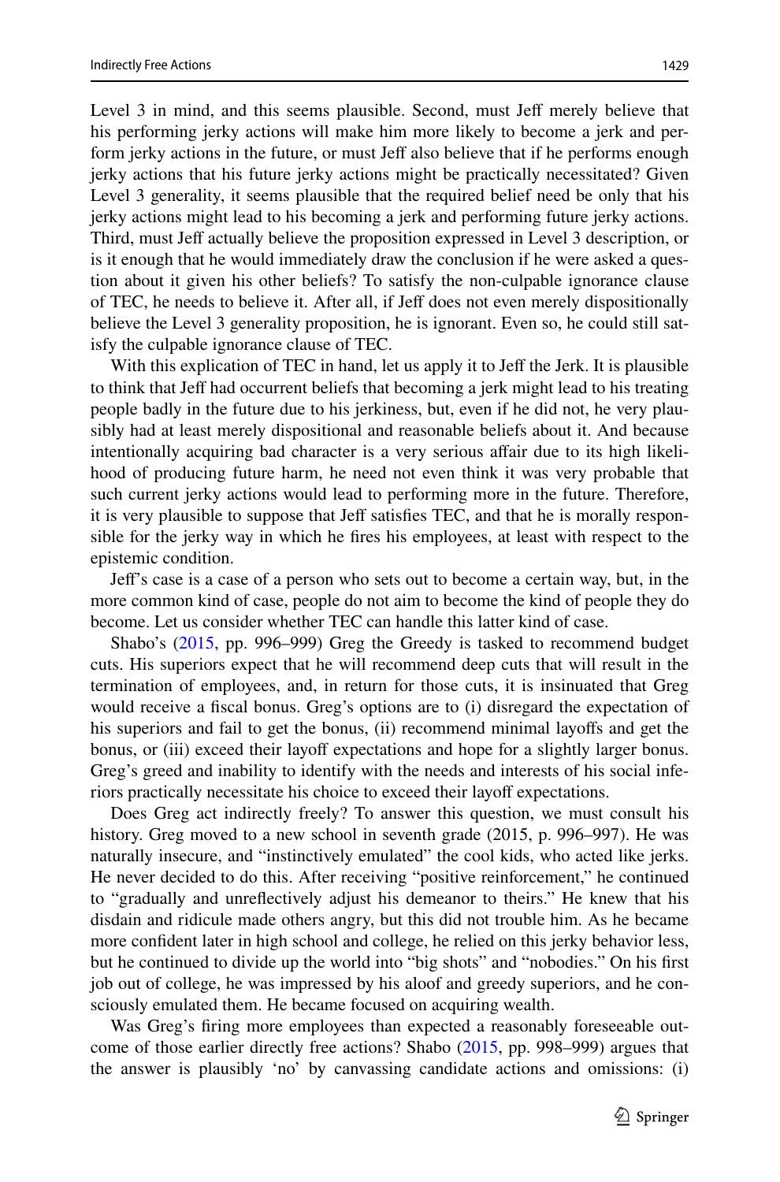Level 3 in mind, and this seems plausible. Second, must Jeff merely believe that his performing jerky actions will make him more likely to become a jerk and perform jerky actions in the future, or must Jeff also believe that if he performs enough jerky actions that his future jerky actions might be practically necessitated? Given Level 3 generality, it seems plausible that the required belief need be only that his jerky actions might lead to his becoming a jerk and performing future jerky actions. Third, must Jeff actually believe the proposition expressed in Level 3 description, or is it enough that he would immediately draw the conclusion if he were asked a question about it given his other beliefs? To satisfy the non-culpable ignorance clause of TEC, he needs to believe it. After all, if Jeff does not even merely dispositionally believe the Level 3 generality proposition, he is ignorant. Even so, he could still satisfy the culpable ignorance clause of TEC.

With this explication of TEC in hand, let us apply it to Jeff the Jerk. It is plausible to think that Jeff had occurrent beliefs that becoming a jerk might lead to his treating people badly in the future due to his jerkiness, but, even if he did not, he very plausibly had at least merely dispositional and reasonable beliefs about it. And because intentionally acquiring bad character is a very serious affair due to its high likelihood of producing future harm, he need not even think it was very probable that such current jerky actions would lead to performing more in the future. Therefore, it is very plausible to suppose that Jeff satisfies TEC, and that he is morally responsible for the jerky way in which he fires his employees, at least with respect to the epistemic condition.

Jeff's case is a case of a person who sets out to become a certain way, but, in the more common kind of case, people do not aim to become the kind of people they do become. Let us consider whether TEC can handle this latter kind of case.

Shabo's (2015, pp. 996–999) Greg the Greedy is tasked to recommend budget cuts. His superiors expect that he will recommend deep cuts that will result in the termination of employees, and, in return for those cuts, it is insinuated that Greg would receive a fiscal bonus. Greg's options are to (i) disregard the expectation of his superiors and fail to get the bonus, (ii) recommend minimal layoffs and get the bonus, or (iii) exceed their layoff expectations and hope for a slightly larger bonus. Greg's greed and inability to identify with the needs and interests of his social inferiors practically necessitate his choice to exceed their layoff expectations.

Does Greg act indirectly freely? To answer this question, we must consult his history. Greg moved to a new school in seventh grade (2015, p. 996–997). He was naturally insecure, and "instinctively emulated" the cool kids, who acted like jerks. He never decided to do this. After receiving "positive reinforcement," he continued to "gradually and unreflectively adjust his demeanor to theirs." He knew that his disdain and ridicule made others angry, but this did not trouble him. As he became more confident later in high school and college, he relied on this jerky behavior less, but he continued to divide up the world into "big shots" and "nobodies." On his first job out of college, he was impressed by his aloof and greedy superiors, and he consciously emulated them. He became focused on acquiring wealth.

Was Greg's firing more employees than expected a reasonably foreseeable outcome of those earlier directly free actions? Shabo (2015, pp. 998–999) argues that the answer is plausibly 'no' by canvassing candidate actions and omissions: (i)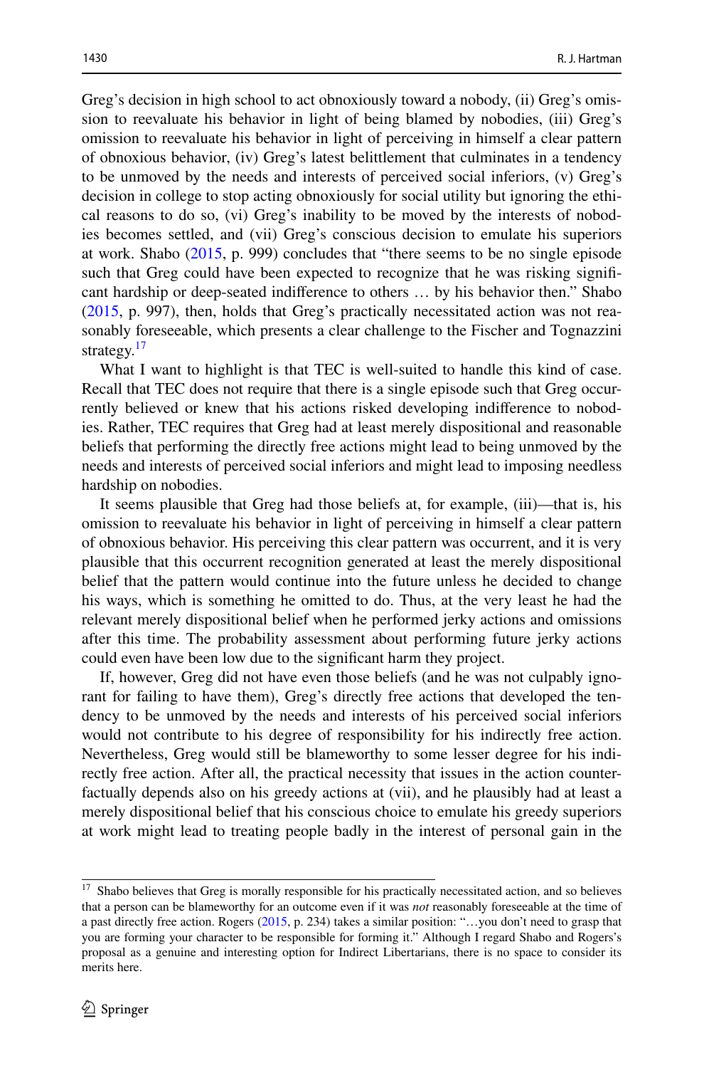Greg's decision in high school to act obnoxiously toward a nobody, (ii) Greg's omission to reevaluate his behavior in light of being blamed by nobodies, (iii) Greg's omission to reevaluate his behavior in light of perceiving in himself a clear pattern of obnoxious behavior, (iv) Greg's latest belittlement that culminates in a tendency to be unmoved by the needs and interests of perceived social inferiors, (v) Greg's decision in college to stop acting obnoxiously for social utility but ignoring the ethical reasons to do so, (vi) Greg's inability to be moved by the interests of nobodies becomes settled, and (vii) Greg's conscious decision to emulate his superiors at work. Shabo (2015, p. 999) concludes that "there seems to be no single episode such that Greg could have been expected to recognize that he was risking significant hardship or deep-seated indifference to others … by his behavior then." Shabo (2015, p. 997), then, holds that Greg's practically necessitated action was not reasonably foreseeable, which presents a clear challenge to the Fischer and Tognazzini strategy.[17]

What I want to highlight is that TEC is well-suited to handle this kind of case. Recall that TEC does not require that there is a single episode such that Greg occurrently believed or knew that his actions risked developing indifference to nobodies. Rather, TEC requires that Greg had at least merely dispositional and reasonable beliefs that performing the directly free actions might lead to being unmoved by the needs and interests of perceived social inferiors and might lead to imposing needless hardship on nobodies.

It seems plausible that Greg had those beliefs at, for example, (iii)—that is, his omission to reevaluate his behavior in light of perceiving in himself a clear pattern of obnoxious behavior. His perceiving this clear pattern was occurrent, and it is very plausible that this occurrent recognition generated at least the merely dispositional belief that the pattern would continue into the future unless he decided to change his ways, which is something he omitted to do. Thus, at the very least he had the relevant merely dispositional belief when he performed jerky actions and omissions after this time. The probability assessment about performing future jerky actions could even have been low due to the significant harm they project.

If, however, Greg did not have even those beliefs (and he was not culpably ignorant for failing to have them), Greg's directly free actions that developed the tendency to be unmoved by the needs and interests of his perceived social inferiors would not contribute to his degree of responsibility for his indirectly free action. Nevertheless, Greg would still be blameworthy to some lesser degree for his indirectly free action. After all, the practical necessity that issues in the action counterfactually depends also on his greedy actions at (vii), and he plausibly had at least a merely dispositional belief that his conscious choice to emulate his greedy superiors at work might lead to treating people badly in the interest of personal gain in the

---

[17] Shabo believes that Greg is morally responsible for his practically necessitated action, and so believes that a person can be blameworthy for an outcome even if it was *not* reasonably foreseeable at the time of a past directly free action. Rogers (2015, p. 234) takes a similar position: "…you don't need to grasp that you are forming your character to be responsible for forming it." Although I regard Shabo and Rogers's proposal as a genuine and interesting option for Indirect Libertarians, there is no space to consider its merits here.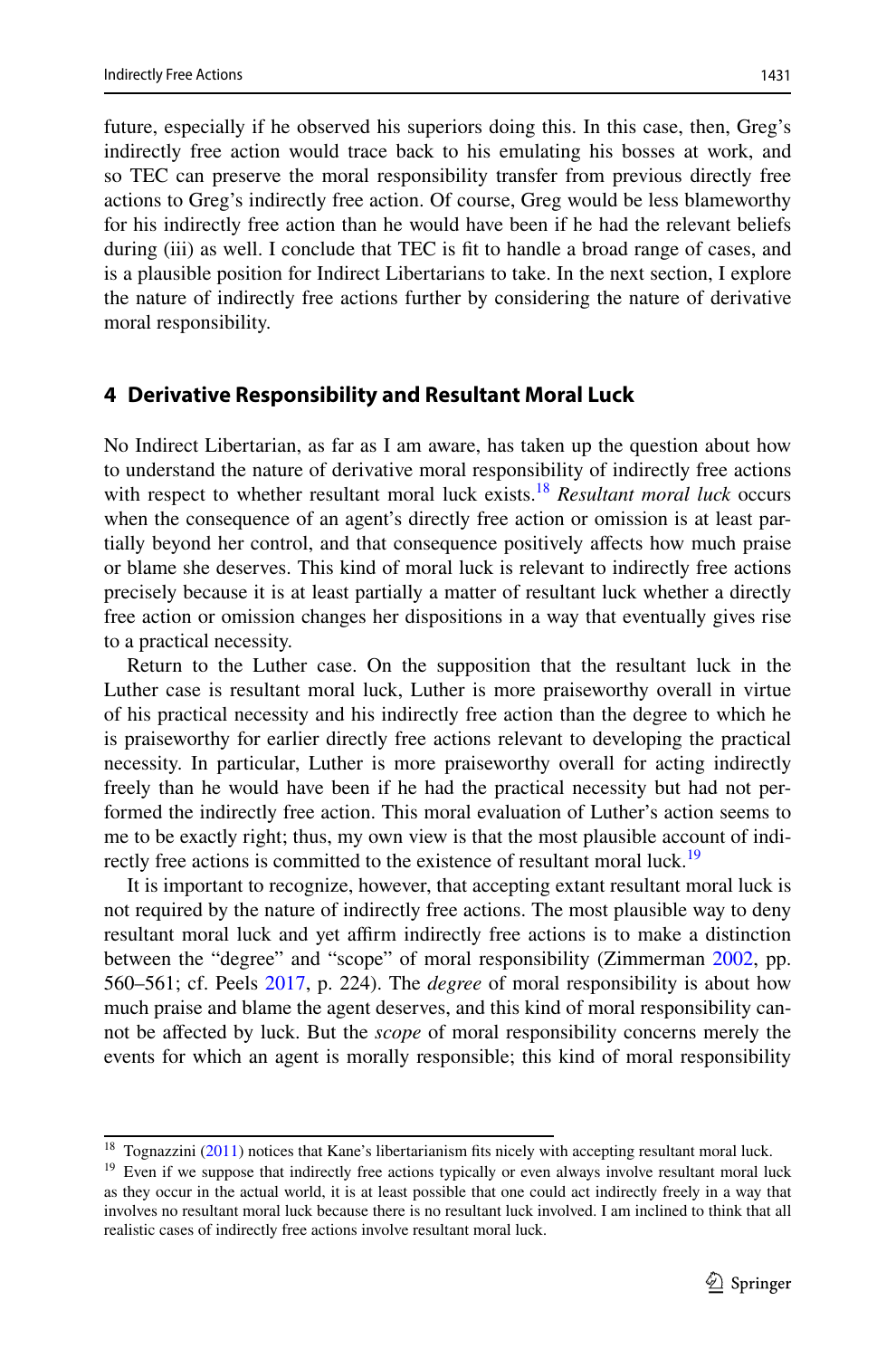future, especially if he observed his superiors doing this. In this case, then, Greg's indirectly free action would trace back to his emulating his bosses at work, and so TEC can preserve the moral responsibility transfer from previous directly free actions to Greg's indirectly free action. Of course, Greg would be less blameworthy for his indirectly free action than he would have been if he had the relevant beliefs during (iii) as well. I conclude that TEC is fit to handle a broad range of cases, and is a plausible position for Indirect Libertarians to take. In the next section, I explore the nature of indirectly free actions further by considering the nature of derivative moral responsibility.

## 4 Derivative Responsibility and Resultant Moral Luck

No Indirect Libertarian, as far as I am aware, has taken up the question about how to understand the nature of derivative moral responsibility of indirectly free actions with respect to whether resultant moral luck exists.[18] *Resultant moral luck* occurs when the consequence of an agent's directly free action or omission is at least partially beyond her control, and that consequence positively affects how much praise or blame she deserves. This kind of moral luck is relevant to indirectly free actions precisely because it is at least partially a matter of resultant luck whether a directly free action or omission changes her dispositions in a way that eventually gives rise to a practical necessity.

Return to the Luther case. On the supposition that the resultant luck in the Luther case is resultant moral luck, Luther is more praiseworthy overall in virtue of his practical necessity and his indirectly free action than the degree to which he is praiseworthy for earlier directly free actions relevant to developing the practical necessity. In particular, Luther is more praiseworthy overall for acting indirectly freely than he would have been if he had the practical necessity but had not performed the indirectly free action. This moral evaluation of Luther's action seems to me to be exactly right; thus, my own view is that the most plausible account of indirectly free actions is committed to the existence of resultant moral luck.[19]

It is important to recognize, however, that accepting extant resultant moral luck is not required by the nature of indirectly free actions. The most plausible way to deny resultant moral luck and yet affirm indirectly free actions is to make a distinction between the "degree" and "scope" of moral responsibility (Zimmerman 2002, pp. 560–561; cf. Peels 2017, p. 224). The *degree* of moral responsibility is about how much praise and blame the agent deserves, and this kind of moral responsibility cannot be affected by luck. But the *scope* of moral responsibility concerns merely the events for which an agent is morally responsible; this kind of moral responsibility

[18] Tognazzini (2011) notices that Kane's libertarianism fits nicely with accepting resultant moral luck.

[19] Even if we suppose that indirectly free actions typically or even always involve resultant moral luck as they occur in the actual world, it is at least possible that one could act indirectly freely in a way that involves no resultant moral luck because there is no resultant luck involved. I am inclined to think that all realistic cases of indirectly free actions involve resultant moral luck.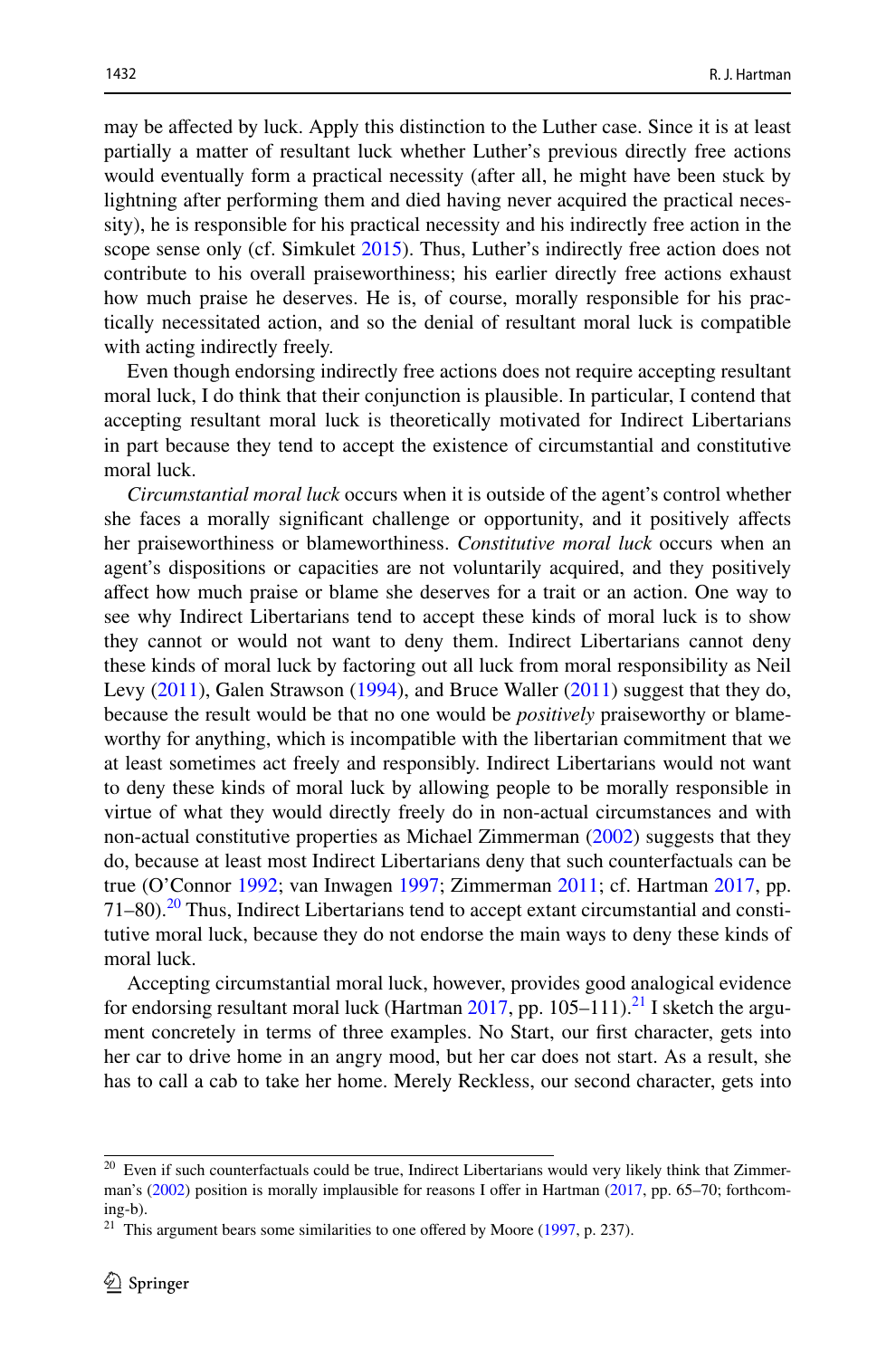may be affected by luck. Apply this distinction to the Luther case. Since it is at least partially a matter of resultant luck whether Luther's previous directly free actions would eventually form a practical necessity (after all, he might have been stuck by lightning after performing them and died having never acquired the practical necessity), he is responsible for his practical necessity and his indirectly free action in the scope sense only (cf. Simkulet 2015). Thus, Luther's indirectly free action does not contribute to his overall praiseworthiness; his earlier directly free actions exhaust how much praise he deserves. He is, of course, morally responsible for his practically necessitated action, and so the denial of resultant moral luck is compatible with acting indirectly freely.

Even though endorsing indirectly free actions does not require accepting resultant moral luck, I do think that their conjunction is plausible. In particular, I contend that accepting resultant moral luck is theoretically motivated for Indirect Libertarians in part because they tend to accept the existence of circumstantial and constitutive moral luck.

*Circumstantial moral luck* occurs when it is outside of the agent's control whether she faces a morally significant challenge or opportunity, and it positively affects her praiseworthiness or blameworthiness. *Constitutive moral luck* occurs when an agent's dispositions or capacities are not voluntarily acquired, and they positively affect how much praise or blame she deserves for a trait or an action. One way to see why Indirect Libertarians tend to accept these kinds of moral luck is to show they cannot or would not want to deny them. Indirect Libertarians cannot deny these kinds of moral luck by factoring out all luck from moral responsibility as Neil Levy (2011), Galen Strawson (1994), and Bruce Waller (2011) suggest that they do, because the result would be that no one would be *positively* praiseworthy or blameworthy for anything, which is incompatible with the libertarian commitment that we at least sometimes act freely and responsibly. Indirect Libertarians would not want to deny these kinds of moral luck by allowing people to be morally responsible in virtue of what they would directly freely do in non-actual circumstances and with non-actual constitutive properties as Michael Zimmerman (2002) suggests that they do, because at least most Indirect Libertarians deny that such counterfactuals can be true (O'Connor 1992; van Inwagen 1997; Zimmerman 2011; cf. Hartman 2017, pp. 71–80).[20] Thus, Indirect Libertarians tend to accept extant circumstantial and constitutive moral luck, because they do not endorse the main ways to deny these kinds of moral luck.

Accepting circumstantial moral luck, however, provides good analogical evidence for endorsing resultant moral luck (Hartman 2017, pp. 105–111).[21] I sketch the argument concretely in terms of three examples. No Start, our first character, gets into her car to drive home in an angry mood, but her car does not start. As a result, she has to call a cab to take her home. Merely Reckless, our second character, gets into

[20] Even if such counterfactuals could be true, Indirect Libertarians would very likely think that Zimmerman's (2002) position is morally implausible for reasons I offer in Hartman (2017, pp. 65–70; forthcoming-b).

[21] This argument bears some similarities to one offered by Moore (1997, p. 237).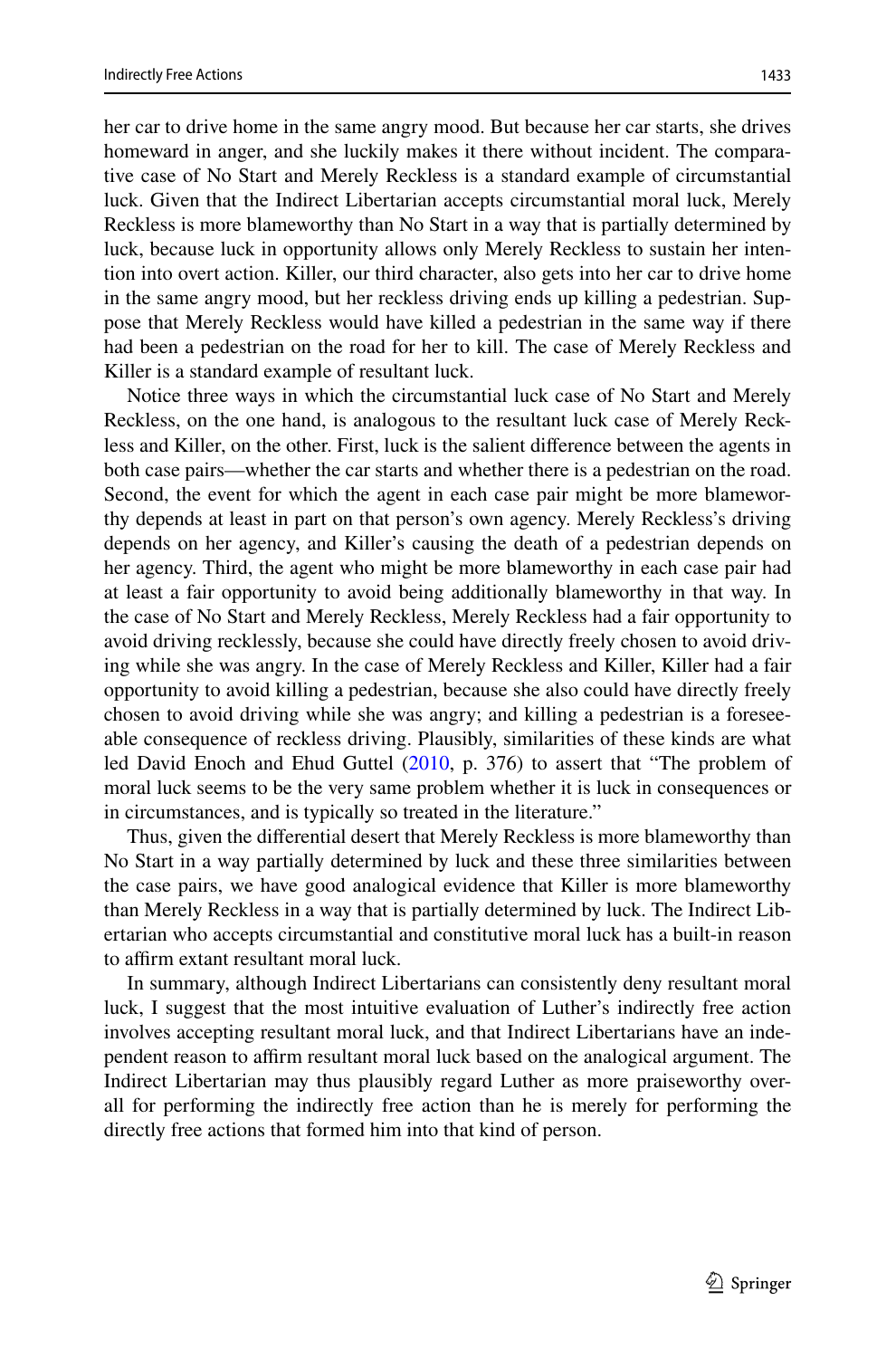her car to drive home in the same angry mood. But because her car starts, she drives homeward in anger, and she luckily makes it there without incident. The comparative case of No Start and Merely Reckless is a standard example of circumstantial luck. Given that the Indirect Libertarian accepts circumstantial moral luck, Merely Reckless is more blameworthy than No Start in a way that is partially determined by luck, because luck in opportunity allows only Merely Reckless to sustain her intention into overt action. Killer, our third character, also gets into her car to drive home in the same angry mood, but her reckless driving ends up killing a pedestrian. Suppose that Merely Reckless would have killed a pedestrian in the same way if there had been a pedestrian on the road for her to kill. The case of Merely Reckless and Killer is a standard example of resultant luck.

Notice three ways in which the circumstantial luck case of No Start and Merely Reckless, on the one hand, is analogous to the resultant luck case of Merely Reckless and Killer, on the other. First, luck is the salient difference between the agents in both case pairs—whether the car starts and whether there is a pedestrian on the road. Second, the event for which the agent in each case pair might be more blameworthy depends at least in part on that person's own agency. Merely Reckless's driving depends on her agency, and Killer's causing the death of a pedestrian depends on her agency. Third, the agent who might be more blameworthy in each case pair had at least a fair opportunity to avoid being additionally blameworthy in that way. In the case of No Start and Merely Reckless, Merely Reckless had a fair opportunity to avoid driving recklessly, because she could have directly freely chosen to avoid driving while she was angry. In the case of Merely Reckless and Killer, Killer had a fair opportunity to avoid killing a pedestrian, because she also could have directly freely chosen to avoid driving while she was angry; and killing a pedestrian is a foreseeable consequence of reckless driving. Plausibly, similarities of these kinds are what led David Enoch and Ehud Guttel (2010, p. 376) to assert that "The problem of moral luck seems to be the very same problem whether it is luck in consequences or in circumstances, and is typically so treated in the literature."

Thus, given the differential desert that Merely Reckless is more blameworthy than No Start in a way partially determined by luck and these three similarities between the case pairs, we have good analogical evidence that Killer is more blameworthy than Merely Reckless in a way that is partially determined by luck. The Indirect Libertarian who accepts circumstantial and constitutive moral luck has a built-in reason to affirm extant resultant moral luck.

In summary, although Indirect Libertarians can consistently deny resultant moral luck, I suggest that the most intuitive evaluation of Luther's indirectly free action involves accepting resultant moral luck, and that Indirect Libertarians have an independent reason to affirm resultant moral luck based on the analogical argument. The Indirect Libertarian may thus plausibly regard Luther as more praiseworthy overall for performing the indirectly free action than he is merely for performing the directly free actions that formed him into that kind of person.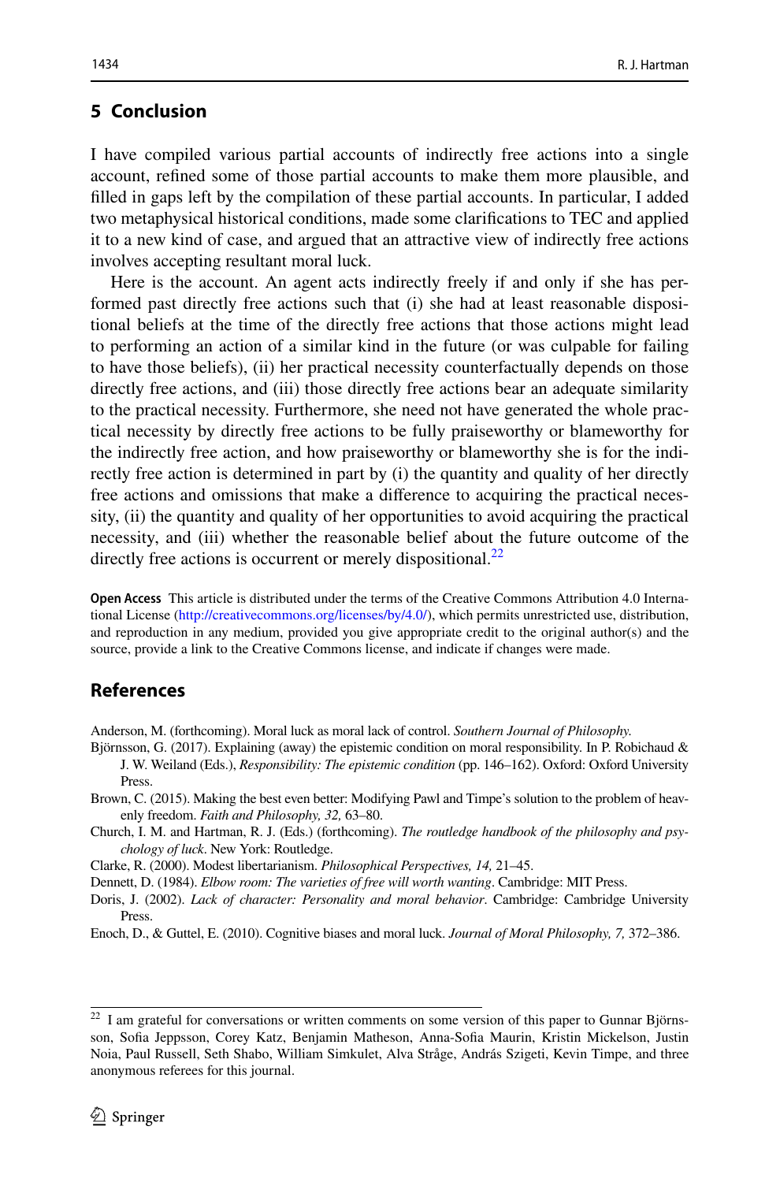## 5 Conclusion

I have compiled various partial accounts of indirectly free actions into a single account, refined some of those partial accounts to make them more plausible, and filled in gaps left by the compilation of these partial accounts. In particular, I added two metaphysical historical conditions, made some clarifications to TEC and applied it to a new kind of case, and argued that an attractive view of indirectly free actions involves accepting resultant moral luck.

Here is the account. An agent acts indirectly freely if and only if she has performed past directly free actions such that (i) she had at least reasonable dispositional beliefs at the time of the directly free actions that those actions might lead to performing an action of a similar kind in the future (or was culpable for failing to have those beliefs), (ii) her practical necessity counterfactually depends on those directly free actions, and (iii) those directly free actions bear an adequate similarity to the practical necessity. Furthermore, she need not have generated the whole practical necessity by directly free actions to be fully praiseworthy or blameworthy for the indirectly free action, and how praiseworthy or blameworthy she is for the indirectly free action is determined in part by (i) the quantity and quality of her directly free actions and omissions that make a difference to acquiring the practical necessity, (ii) the quantity and quality of her opportunities to avoid acquiring the practical necessity, and (iii) whether the reasonable belief about the future outcome of the directly free actions is occurrent or merely dispositional.[22]

**Open Access** This article is distributed under the terms of the Creative Commons Attribution 4.0 International License (http://creativecommons.org/licenses/by/4.0/), which permits unrestricted use, distribution, and reproduction in any medium, provided you give appropriate credit to the original author(s) and the source, provide a link to the Creative Commons license, and indicate if changes were made.

## References

Anderson, M. (forthcoming). Moral luck as moral lack of control. *Southern Journal of Philosophy.*

Björnsson, G. (2017). Explaining (away) the epistemic condition on moral responsibility. In P. Robichaud & J. W. Weiland (Eds.), *Responsibility: The epistemic condition* (pp. 146–162). Oxford: Oxford University Press.

Brown, C. (2015). Making the best even better: Modifying Pawl and Timpe's solution to the problem of heavenly freedom. *Faith and Philosophy, 32,* 63–80.

Church, I. M. and Hartman, R. J. (Eds.) (forthcoming). *The routledge handbook of the philosophy and psychology of luck*. New York: Routledge.

Clarke, R. (2000). Modest libertarianism. *Philosophical Perspectives, 14,* 21–45.

Dennett, D. (1984). *Elbow room: The varieties of free will worth wanting*. Cambridge: MIT Press.

Doris, J. (2002). *Lack of character: Personality and moral behavior*. Cambridge: Cambridge University Press.

Enoch, D., & Guttel, E. (2010). Cognitive biases and moral luck. *Journal of Moral Philosophy, 7,* 372–386.

[22] I am grateful for conversations or written comments on some version of this paper to Gunnar Björnsson, Sofia Jeppsson, Corey Katz, Benjamin Matheson, Anna-Sofia Maurin, Kristin Mickelson, Justin Noia, Paul Russell, Seth Shabo, William Simkulet, Alva Stråge, András Szigeti, Kevin Timpe, and three anonymous referees for this journal.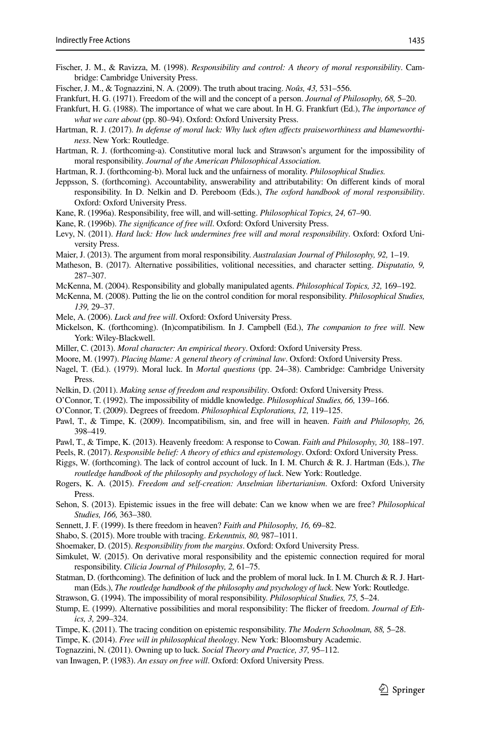Fischer, J. M., & Ravizza, M. (1998). *Responsibility and control: A theory of moral responsibility*. Cambridge: Cambridge University Press.

Fischer, J. M., & Tognazzini, N. A. (2009). The truth about tracing. *Noûs, 43,* 531–556.

Frankfurt, H. G. (1971). Freedom of the will and the concept of a person. *Journal of Philosophy, 68,* 5–20.

Frankfurt, H. G. (1988). The importance of what we care about. In H. G. Frankfurt (Ed.), *The importance of what we care about* (pp. 80–94). Oxford: Oxford University Press.

Hartman, R. J. (2017). *In defense of moral luck: Why luck often affects praiseworthiness and blameworthiness*. New York: Routledge.

Hartman, R. J. (forthcoming-a). Constitutive moral luck and Strawson's argument for the impossibility of moral responsibility. *Journal of the American Philosophical Association.*

Hartman, R. J. (forthcoming-b). Moral luck and the unfairness of morality. *Philosophical Studies.*

Jeppsson, S. (forthcoming). Accountability, answerability and attributability: On different kinds of moral responsibility. In D. Nelkin and D. Pereboom (Eds.), *The oxford handbook of moral responsibility*. Oxford: Oxford University Press.

Kane, R. (1996a). Responsibility, free will, and will-setting. *Philosophical Topics, 24,* 67–90.

Kane, R. (1996b). *The significance of free will*. Oxford: Oxford University Press.

Levy, N. (2011). *Hard luck: How luck undermines free will and moral responsibility*. Oxford: Oxford University Press.

Maier, J. (2013). The argument from moral responsibility. *Australasian Journal of Philosophy, 92,* 1–19.

Matheson, B. (2017). Alternative possibilities, volitional necessities, and character setting. *Disputatio, 9,* 287–307.

McKenna, M. (2004). Responsibility and globally manipulated agents. *Philosophical Topics, 32,* 169–192.

McKenna, M. (2008). Putting the lie on the control condition for moral responsibility. *Philosophical Studies, 139,* 29–37.

Mele, A. (2006). *Luck and free will*. Oxford: Oxford University Press.

Mickelson, K. (forthcoming). (In)compatibilism. In J. Campbell (Ed.), *The companion to free will*. New York: Wiley-Blackwell.

Miller, C. (2013). *Moral character: An empirical theory*. Oxford: Oxford University Press.

Moore, M. (1997). *Placing blame: A general theory of criminal law*. Oxford: Oxford University Press.

Nagel, T. (Ed.). (1979). Moral luck. In *Mortal questions* (pp. 24–38). Cambridge: Cambridge University Press.

Nelkin, D. (2011). *Making sense of freedom and responsibility*. Oxford: Oxford University Press.

O'Connor, T. (1992). The impossibility of middle knowledge. *Philosophical Studies, 66,* 139–166.

O'Connor, T. (2009). Degrees of freedom. *Philosophical Explorations, 12,* 119–125.

Pawl, T., & Timpe, K. (2009). Incompatibilism, sin, and free will in heaven. *Faith and Philosophy, 26,* 398–419.

Pawl, T., & Timpe, K. (2013). Heavenly freedom: A response to Cowan. *Faith and Philosophy, 30,* 188–197.

Peels, R. (2017). *Responsible belief: A theory of ethics and epistemology*. Oxford: Oxford University Press.

Riggs, W. (forthcoming). The lack of control account of luck. In I. M. Church & R. J. Hartman (Eds.), *The routledge handbook of the philosophy and psychology of luck*. New York: Routledge.

Rogers, K. A. (2015). *Freedom and self-creation: Anselmian libertarianism*. Oxford: Oxford University Press.

Sehon, S. (2013). Epistemic issues in the free will debate: Can we know when we are free? *Philosophical Studies, 166,* 363–380.

Sennett, J. F. (1999). Is there freedom in heaven? *Faith and Philosophy, 16,* 69–82.

Shabo, S. (2015). More trouble with tracing. *Erkenntnis, 80,* 987–1011.

Shoemaker, D. (2015). *Responsibility from the margins*. Oxford: Oxford University Press.

Simkulet, W. (2015). On derivative moral responsibility and the epistemic connection required for moral responsibility. *Cilicia Journal of Philosophy, 2,* 61–75.

Statman, D. (forthcoming). The definition of luck and the problem of moral luck. In I. M. Church & R. J. Hartman (Eds.), *The routledge handbook of the philosophy and psychology of luck*. New York: Routledge.

Strawson, G. (1994). The impossibility of moral responsibility. *Philosophical Studies, 75,* 5–24.

Stump, E. (1999). Alternative possibilities and moral responsibility: The flicker of freedom. *Journal of Ethics, 3,* 299–324.

Timpe, K. (2011). The tracing condition on epistemic responsibility. *The Modern Schoolman, 88,* 5–28.

Timpe, K. (2014). *Free will in philosophical theology*. New York: Bloomsbury Academic.

Tognazzini, N. (2011). Owning up to luck. *Social Theory and Practice, 37,* 95–112.

van Inwagen, P. (1983). *An essay on free will*. Oxford: Oxford University Press.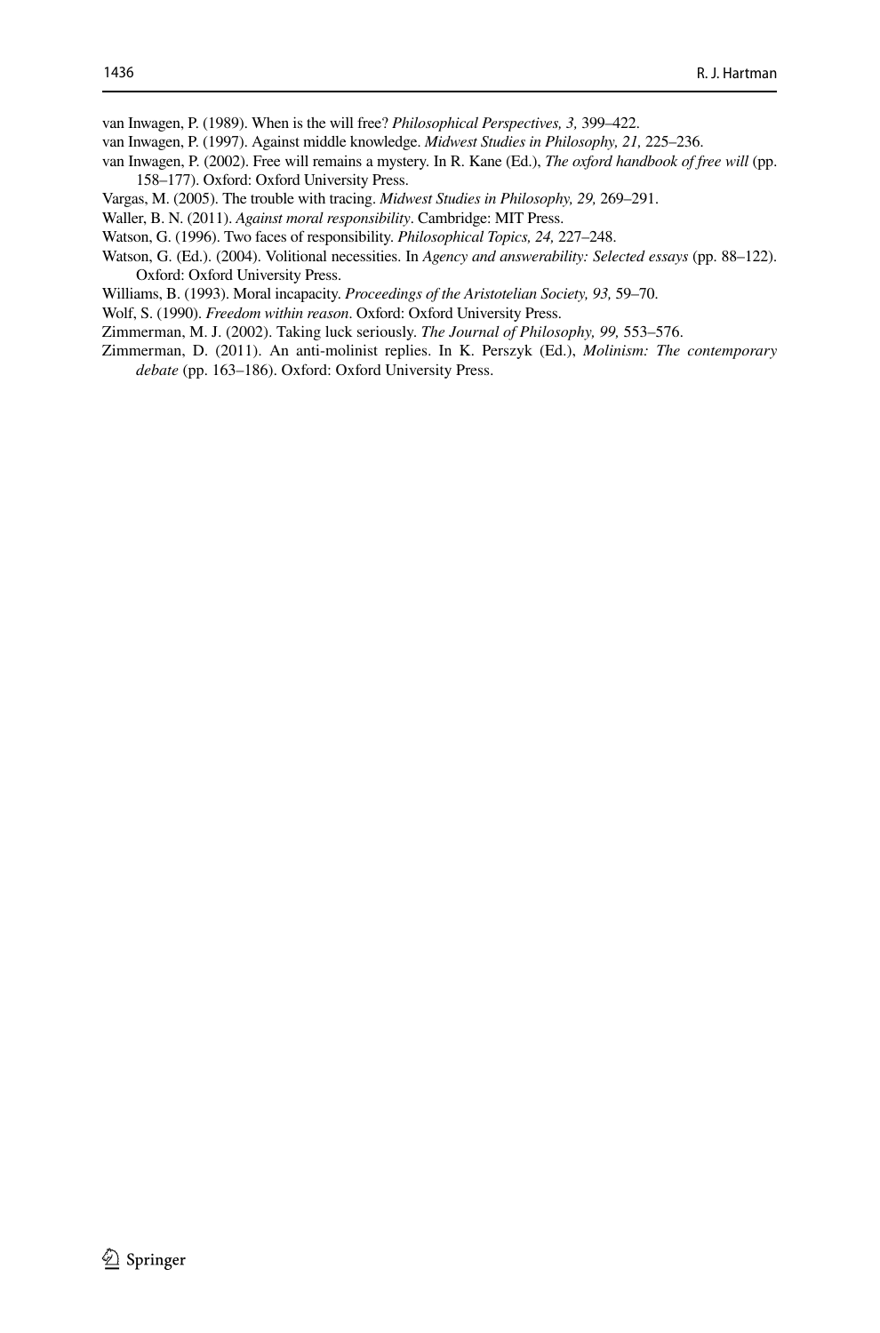van Inwagen, P. (1989). When is the will free? *Philosophical Perspectives, 3,* 399–422.

van Inwagen, P. (1997). Against middle knowledge. *Midwest Studies in Philosophy, 21,* 225–236.

van Inwagen, P. (2002). Free will remains a mystery. In R. Kane (Ed.), *The oxford handbook of free will* (pp. 158–177). Oxford: Oxford University Press.

Vargas, M. (2005). The trouble with tracing. *Midwest Studies in Philosophy, 29,* 269–291.

Waller, B. N. (2011). *Against moral responsibility*. Cambridge: MIT Press.

Watson, G. (1996). Two faces of responsibility. *Philosophical Topics, 24,* 227–248.

Watson, G. (Ed.). (2004). Volitional necessities. In *Agency and answerability: Selected essays* (pp. 88–122). Oxford: Oxford University Press.

Williams, B. (1993). Moral incapacity. *Proceedings of the Aristotelian Society, 93,* 59–70.

Wolf, S. (1990). *Freedom within reason*. Oxford: Oxford University Press.

Zimmerman, M. J. (2002). Taking luck seriously. *The Journal of Philosophy, 99,* 553–576.

Zimmerman, D. (2011). An anti-molinist replies. In K. Perszyk (Ed.), *Molinism: The contemporary debate* (pp. 163–186). Oxford: Oxford University Press.